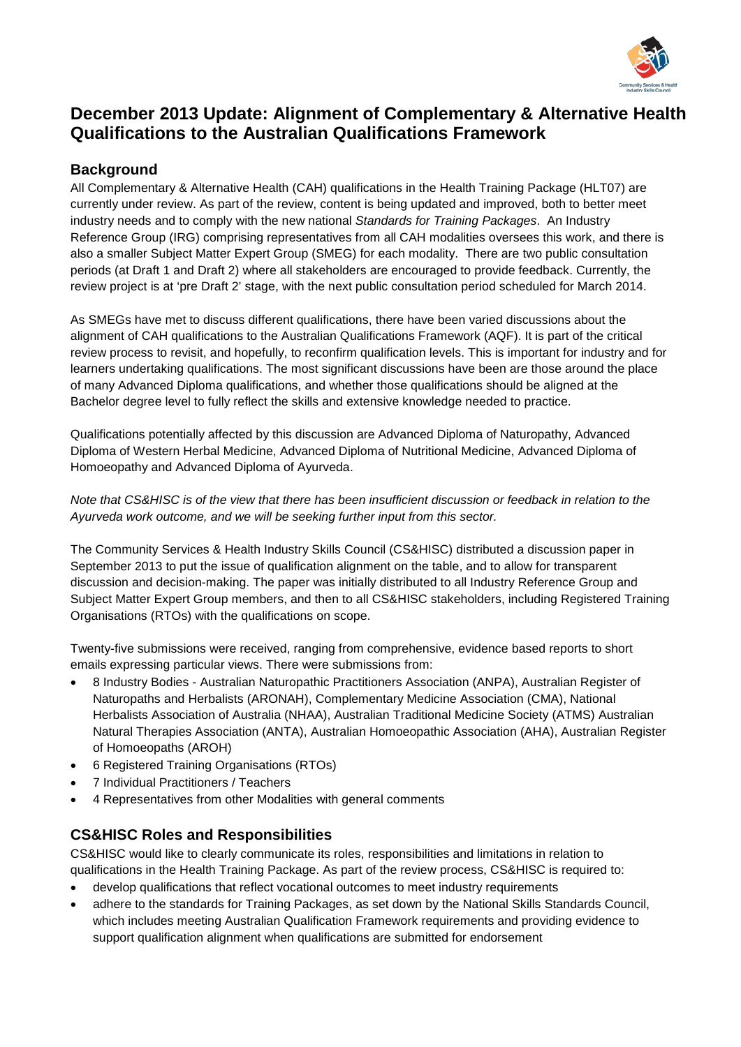# December 2013 Update: Alignment of Complementary & Alternative Health Qualifications to the Australian Qualifications Framework

## Background

All Complementary & Alternative Health (CAH) qualifications in the Health Training Package (HLT07) are currently under review. As part of the review, content is being updated and improved, both to better meet industry needs and to comply with the new national *Standards for Training Packages*. An Industry Reference Group (IRG) comprising representatives from all CAH modalities oversees this work, and there is also a smaller Subject Matter Expert Group (SMEG) for each modality. There are two public consultation periods (at Draft 1 and Draft 2) where all stakeholders are encouraged to provide feedback. Currently, the review project is at 'pre Draft 2' stage, with the next public consultation period scheduled for March 2014.

As SMEGs have met to discuss different qualifications, there have been varied discussions about the alignment of CAH qualifications to the Australian Qualifications Framework (AQF). It is part of the critical review process to revisit, and hopefully, to reconfirm qualification levels. This is important for industry and for learners undertaking qualifications. The most significant discussions have been are those around the place of many Advanced Diploma qualifications, and whether those qualifications should be aligned at the Bachelor degree level to fully reflect the skills and extensive knowledge needed to practice.

Qualifications potentially affected by this discussion are Advanced Diploma of Naturopathy, Advanced Diploma of Western Herbal Medicine, Advanced Diploma of Nutritional Medicine, Advanced Diploma of Homoeopathy and Advanced Diploma of Ayurveda.

*Note that CS&HISC is of the view that there has been insufficient discussion or feedback in relation to the Ayurveda work outcome, and we will be seeking further input from this sector.*

The Community Services & Health Industry Skills Council (CS&HISC) distributed a discussion paper in September 2013 to put the issue of qualification alignment on the table, and to allow for transparent discussion and decision-making. The paper was initially distributed to all Industry Reference Group and Subject Matter Expert Group members, and then to all CS&HISC stakeholders, including Registered Training Organisations (RTOs) with the qualifications on scope.

Twenty-five submissions were received, ranging from comprehensive, evidence based reports to short emails expressing particular views. There were submissions from:

- 8 Industry Bodies - Australian Naturopathic Practitioners Association (ANPA), Australian Register of Naturopaths and Herbalists (ARONAH), Complementary Medicine Association (CMA), National Herbalists Association of Australia (NHAA), Australian Traditional Medicine Society (ATMS) Australian Natural Therapies Association (ANTA), Australian Homoeopathic Association (AHA), Australian Register of Homoeopaths (AROH)
- 6 Registered Training Organisations (RTOs)
- 7 Individual Practitioners / Teachers
- 4 Representatives from other Modalities with general comments

## CS&HISC Roles and Responsibilities

CS&HISC would like to clearly communicate its roles, responsibilities and limitations in relation to qualifications in the Health Training Package. As part of the review process, CS&HISC is required to:

- develop qualifications that reflect vocational outcomes to meet industry requirements
- adhere to the standards for Training Packages, as set down by the National Skills Standards Council, which includes meeting Australian Qualification Framework requirements and providing evidence to support qualification alignment when qualifications are submitted for endorsement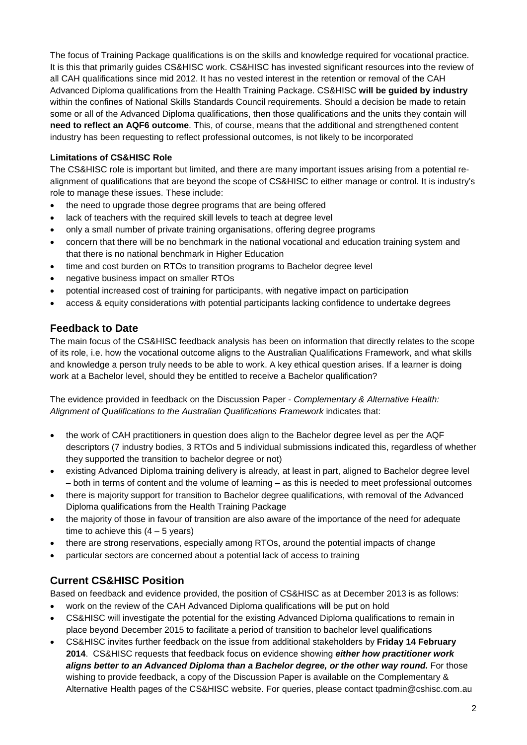The focus of Training Package qualifications is on the skills and knowledge required for vocational practice. It is this that primarily guides CS&HISC work. CS&HISC has invested significant resources into the review of all CAH qualifications since mid 2012. It has no vested interest in the retention or removal of the CAH Advanced Diploma qualifications from the Health Training Package. CS&HISC **will be guided by industry** within the confines of National Skills Standards Council requirements. Should a decision be made to retain some or all of the Advanced Diploma qualifications, then those qualifications and the units they contain will **need to reflect an AQF6 outcome**. This, of course, means that the additional and strengthened content industry has been requesting to reflect professional outcomes, is not likely to be incorporated

**Limitations of CS&HISC Role**

The CS&HISC role is important but limited, and there are many important issues arising from a potential re-alignment of qualifications that are beyond the scope of CS&HISC to either manage or control. It is industry's role to manage these issues. These include:

- the need to upgrade those degree programs that are being offered
- lack of teachers with the required skill levels to teach at degree level
- only a small number of private training organisations, offering degree programs
- concern that there will be no benchmark in the national vocational and education training system and that there is no national benchmark in Higher Education
- time and cost burden on RTOs to transition programs to Bachelor degree level
- negative business impact on smaller RTOs
- potential increased cost of training for participants, with negative impact on participation
- access & equity considerations with potential participants lacking confidence to undertake degrees

## Feedback to Date

The main focus of the CS&HISC feedback analysis has been on information that directly relates to the scope of its role, i.e. how the vocational outcome aligns to the Australian Qualifications Framework, and what skills and knowledge a person truly needs to be able to work. A key ethical question arises. If a learner is doing work at a Bachelor level, should they be entitled to receive a Bachelor qualification?

The evidence provided in feedback on the Discussion Paper - *Complementary & Alternative Health: Alignment of Qualifications to the Australian Qualifications Framework* indicates that:

- the work of CAH practitioners in question does align to the Bachelor degree level as per the AQF descriptors (7 industry bodies, 3 RTOs and 5 individual submissions indicated this, regardless of whether they supported the transition to bachelor degree or not)
- existing Advanced Diploma training delivery is already, at least in part, aligned to Bachelor degree level – both in terms of content and the volume of learning – as this is needed to meet professional outcomes
- there is majority support for transition to Bachelor degree qualifications, with removal of the Advanced Diploma qualifications from the Health Training Package
- the majority of those in favour of transition are also aware of the importance of the need for adequate time to achieve this (4 – 5 years)
- there are strong reservations, especially among RTOs, around the potential impacts of change
- particular sectors are concerned about a potential lack of access to training

## Current CS&HISC Position

Based on feedback and evidence provided, the position of CS&HISC as at December 2013 is as follows:

- work on the review of the CAH Advanced Diploma qualifications will be put on hold
- CS&HISC will investigate the potential for the existing Advanced Diploma qualifications to remain in place beyond December 2015 to facilitate a period of transition to bachelor level qualifications
- CS&HISC invites further feedback on the issue from additional stakeholders by **Friday 14 February 2014**. CS&HISC requests that feedback focus on evidence showing ***either how practitioner work aligns better to an Advanced Diploma than a Bachelor degree, or the other way round.*** For those wishing to provide feedback, a copy of the Discussion Paper is available on the Complementary & Alternative Health pages of the CS&HISC website. For queries, please contact tpadmin@cshisc.com.au